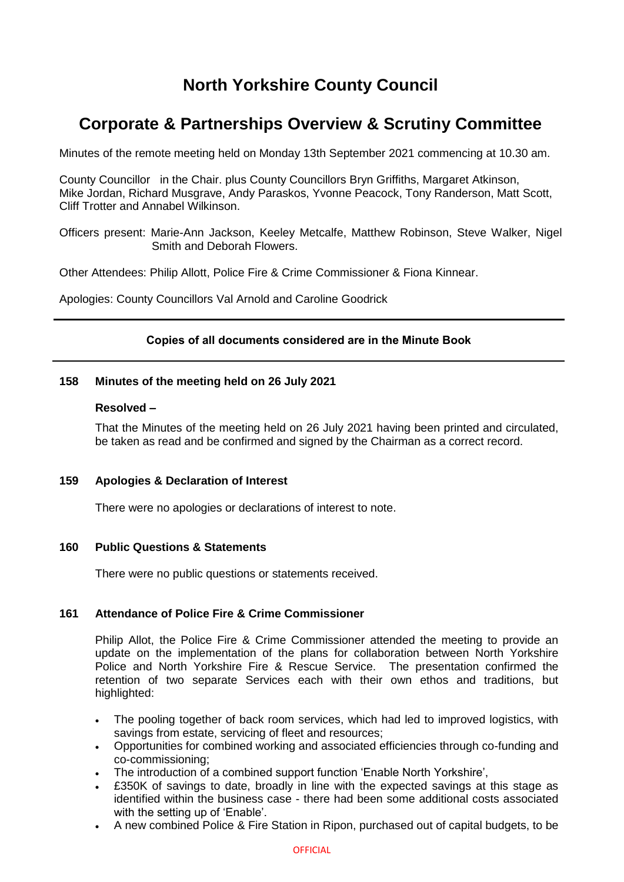# North Yorkshire County Council

## Corporate & Partnerships Overview & Scrutiny Committee

Minutes of the remote meeting held on Monday 13th September 2021 commencing at 10.30 am.

County Councillor in the Chair. plus County Councillors Bryn Griffiths, Margaret Atkinson, Mike Jordan, Richard Musgrave, Andy Paraskos, Yvonne Peacock, Tony Randerson, Matt Scott, Cliff Trotter and Annabel Wilkinson.

Officers present: Marie-Ann Jackson, Keeley Metcalfe, Matthew Robinson, Steve Walker, Nigel Smith and Deborah Flowers.

Other Attendees: Philip Allott, Police Fire & Crime Commissioner & Fiona Kinnear.

Apologies: County Councillors Val Arnold and Caroline Goodrick

---

**Copies of all documents considered are in the Minute Book**

---

### 158 Minutes of the meeting held on 26 July 2021

**Resolved –**

That the Minutes of the meeting held on 26 July 2021 having been printed and circulated, be taken as read and be confirmed and signed by the Chairman as a correct record.

### 159 Apologies & Declaration of Interest

There were no apologies or declarations of interest to note.

### 160 Public Questions & Statements

There were no public questions or statements received.

### 161 Attendance of Police Fire & Crime Commissioner

Philip Allot, the Police Fire & Crime Commissioner attended the meeting to provide an update on the implementation of the plans for collaboration between North Yorkshire Police and North Yorkshire Fire & Rescue Service. The presentation confirmed the retention of two separate Services each with their own ethos and traditions, but highlighted:

- The pooling together of back room services, which had led to improved logistics, with savings from estate, servicing of fleet and resources;
- Opportunities for combined working and associated efficiencies through co-funding and co-commissioning;
- The introduction of a combined support function 'Enable North Yorkshire',
- £350K of savings to date, broadly in line with the expected savings at this stage as identified within the business case - there had been some additional costs associated with the setting up of 'Enable'.
- A new combined Police & Fire Station in Ripon, purchased out of capital budgets, to be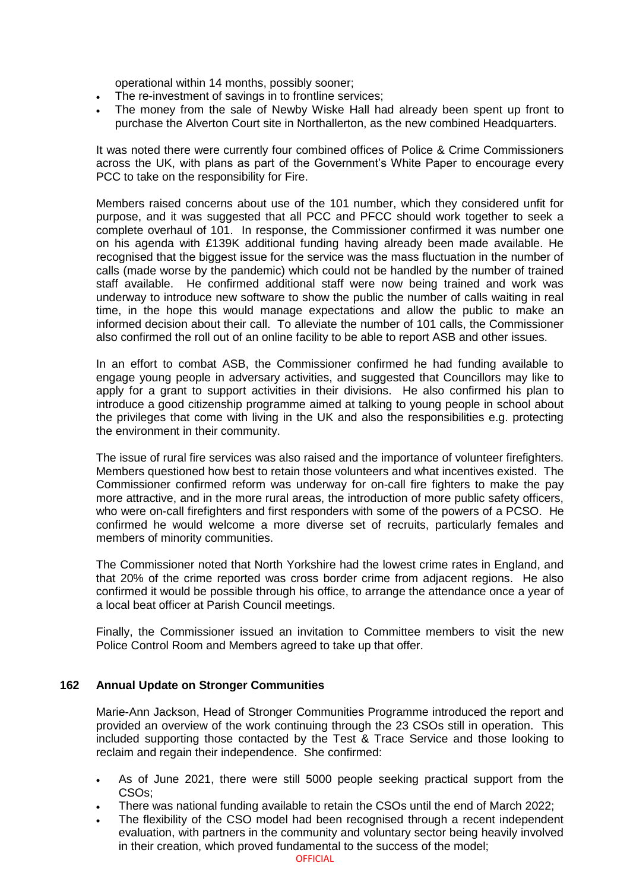operational within 14 months, possibly sooner;

- The re-investment of savings in to frontline services;
- The money from the sale of Newby Wiske Hall had already been spent up front to purchase the Alverton Court site in Northallerton, as the new combined Headquarters.

It was noted there were currently four combined offices of Police & Crime Commissioners across the UK, with plans as part of the Government's White Paper to encourage every PCC to take on the responsibility for Fire.

Members raised concerns about use of the 101 number, which they considered unfit for purpose, and it was suggested that all PCC and PFCC should work together to seek a complete overhaul of 101. In response, the Commissioner confirmed it was number one on his agenda with £139K additional funding having already been made available. He recognised that the biggest issue for the service was the mass fluctuation in the number of calls (made worse by the pandemic) which could not be handled by the number of trained staff available. He confirmed additional staff were now being trained and work was underway to introduce new software to show the public the number of calls waiting in real time, in the hope this would manage expectations and allow the public to make an informed decision about their call. To alleviate the number of 101 calls, the Commissioner also confirmed the roll out of an online facility to be able to report ASB and other issues.

In an effort to combat ASB, the Commissioner confirmed he had funding available to engage young people in adversary activities, and suggested that Councillors may like to apply for a grant to support activities in their divisions. He also confirmed his plan to introduce a good citizenship programme aimed at talking to young people in school about the privileges that come with living in the UK and also the responsibilities e.g. protecting the environment in their community.

The issue of rural fire services was also raised and the importance of volunteer firefighters. Members questioned how best to retain those volunteers and what incentives existed. The Commissioner confirmed reform was underway for on-call fire fighters to make the pay more attractive, and in the more rural areas, the introduction of more public safety officers, who were on-call firefighters and first responders with some of the powers of a PCSO. He confirmed he would welcome a more diverse set of recruits, particularly females and members of minority communities.

The Commissioner noted that North Yorkshire had the lowest crime rates in England, and that 20% of the crime reported was cross border crime from adjacent regions. He also confirmed it would be possible through his office, to arrange the attendance once a year of a local beat officer at Parish Council meetings.

Finally, the Commissioner issued an invitation to Committee members to visit the new Police Control Room and Members agreed to take up that offer.

### 162 Annual Update on Stronger Communities

Marie-Ann Jackson, Head of Stronger Communities Programme introduced the report and provided an overview of the work continuing through the 23 CSOs still in operation. This included supporting those contacted by the Test & Trace Service and those looking to reclaim and regain their independence. She confirmed:

- As of June 2021, there were still 5000 people seeking practical support from the CSOs;
- There was national funding available to retain the CSOs until the end of March 2022;
- The flexibility of the CSO model had been recognised through a recent independent evaluation, with partners in the community and voluntary sector being heavily involved in their creation, which proved fundamental to the success of the model;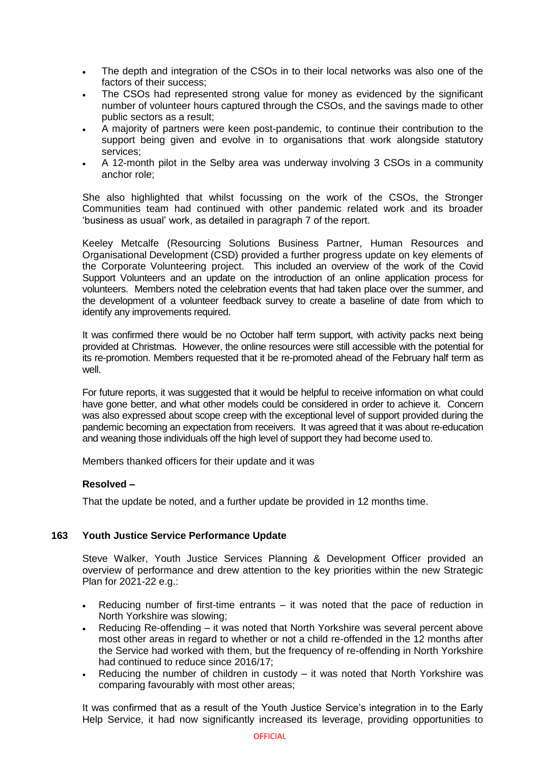- The depth and integration of the CSOs in to their local networks was also one of the factors of their success;
- The CSOs had represented strong value for money as evidenced by the significant number of volunteer hours captured through the CSOs, and the savings made to other public sectors as a result;
- A majority of partners were keen post-pandemic, to continue their contribution to the support being given and evolve in to organisations that work alongside statutory services;
- A 12-month pilot in the Selby area was underway involving 3 CSOs in a community anchor role;

She also highlighted that whilst focussing on the work of the CSOs, the Stronger Communities team had continued with other pandemic related work and its broader 'business as usual' work, as detailed in paragraph 7 of the report.

Keeley Metcalfe (Resourcing Solutions Business Partner, Human Resources and Organisational Development (CSD) provided a further progress update on key elements of the Corporate Volunteering project. This included an overview of the work of the Covid Support Volunteers and an update on the introduction of an online application process for volunteers. Members noted the celebration events that had taken place over the summer, and the development of a volunteer feedback survey to create a baseline of date from which to identify any improvements required.

It was confirmed there would be no October half term support, with activity packs next being provided at Christmas. However, the online resources were still accessible with the potential for its re-promotion. Members requested that it be re-promoted ahead of the February half term as well.

For future reports, it was suggested that it would be helpful to receive information on what could have gone better, and what other models could be considered in order to achieve it. Concern was also expressed about scope creep with the exceptional level of support provided during the pandemic becoming an expectation from receivers. It was agreed that it was about re-education and weaning those individuals off the high level of support they had become used to.

Members thanked officers for their update and it was

**Resolved –**

That the update be noted, and a further update be provided in 12 months time.

### 163 Youth Justice Service Performance Update

Steve Walker, Youth Justice Services Planning & Development Officer provided an overview of performance and drew attention to the key priorities within the new Strategic Plan for 2021-22 e.g.:

- Reducing number of first-time entrants – it was noted that the pace of reduction in North Yorkshire was slowing;
- Reducing Re-offending – it was noted that North Yorkshire was several percent above most other areas in regard to whether or not a child re-offended in the 12 months after the Service had worked with them, but the frequency of re-offending in North Yorkshire had continued to reduce since 2016/17;
- Reducing the number of children in custody – it was noted that North Yorkshire was comparing favourably with most other areas;

It was confirmed that as a result of the Youth Justice Service's integration in to the Early Help Service, it had now significantly increased its leverage, providing opportunities to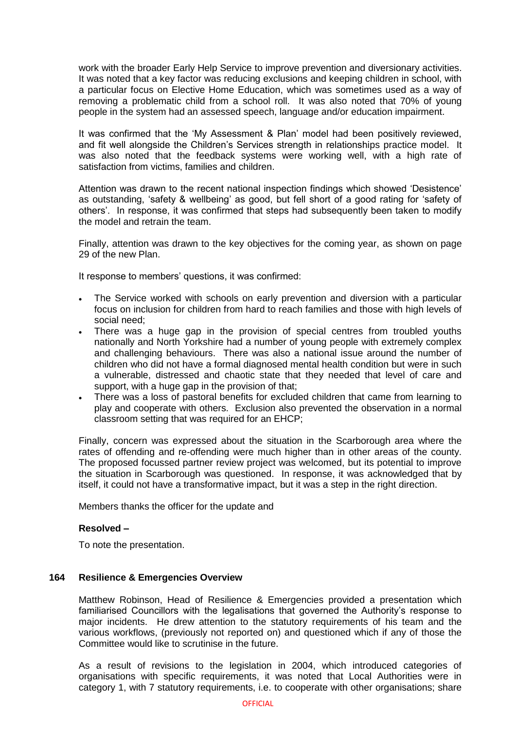work with the broader Early Help Service to improve prevention and diversionary activities. It was noted that a key factor was reducing exclusions and keeping children in school, with a particular focus on Elective Home Education, which was sometimes used as a way of removing a problematic child from a school roll. It was also noted that 70% of young people in the system had an assessed speech, language and/or education impairment.

It was confirmed that the 'My Assessment & Plan' model had been positively reviewed, and fit well alongside the Children's Services strength in relationships practice model. It was also noted that the feedback systems were working well, with a high rate of satisfaction from victims, families and children.

Attention was drawn to the recent national inspection findings which showed 'Desistence' as outstanding, 'safety & wellbeing' as good, but fell short of a good rating for 'safety of others'. In response, it was confirmed that steps had subsequently been taken to modify the model and retrain the team.

Finally, attention was drawn to the key objectives for the coming year, as shown on page 29 of the new Plan.

It response to members' questions, it was confirmed:

- The Service worked with schools on early prevention and diversion with a particular focus on inclusion for children from hard to reach families and those with high levels of social need;
- There was a huge gap in the provision of special centres from troubled youths nationally and North Yorkshire had a number of young people with extremely complex and challenging behaviours. There was also a national issue around the number of children who did not have a formal diagnosed mental health condition but were in such a vulnerable, distressed and chaotic state that they needed that level of care and support, with a huge gap in the provision of that;
- There was a loss of pastoral benefits for excluded children that came from learning to play and cooperate with others. Exclusion also prevented the observation in a normal classroom setting that was required for an EHCP;

Finally, concern was expressed about the situation in the Scarborough area where the rates of offending and re-offending were much higher than in other areas of the county. The proposed focussed partner review project was welcomed, but its potential to improve the situation in Scarborough was questioned. In response, it was acknowledged that by itself, it could not have a transformative impact, but it was a step in the right direction.

Members thanks the officer for the update and

**Resolved –**

To note the presentation.

### 164 Resilience & Emergencies Overview

Matthew Robinson, Head of Resilience & Emergencies provided a presentation which familiarised Councillors with the legalisations that governed the Authority's response to major incidents. He drew attention to the statutory requirements of his team and the various workflows, (previously not reported on) and questioned which if any of those the Committee would like to scrutinise in the future.

As a result of revisions to the legislation in 2004, which introduced categories of organisations with specific requirements, it was noted that Local Authorities were in category 1, with 7 statutory requirements, i.e. to cooperate with other organisations; share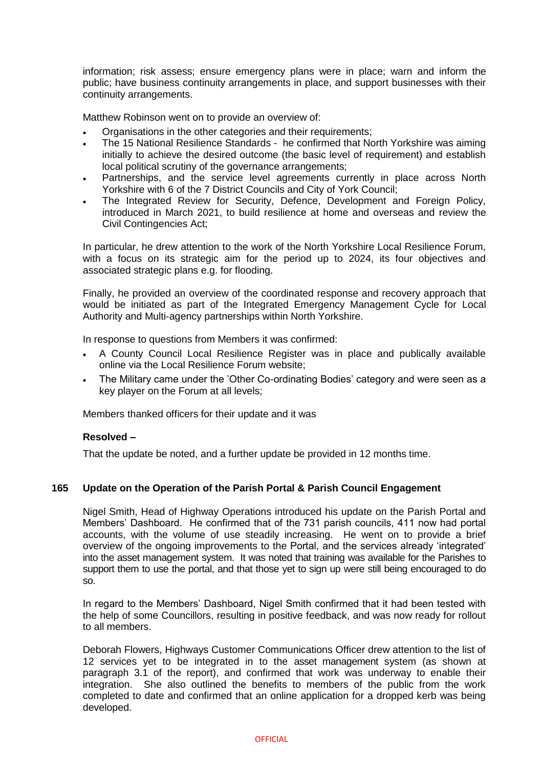information; risk assess; ensure emergency plans were in place; warn and inform the public; have business continuity arrangements in place, and support businesses with their continuity arrangements.

Matthew Robinson went on to provide an overview of:

- Organisations in the other categories and their requirements;
- The 15 National Resilience Standards - he confirmed that North Yorkshire was aiming initially to achieve the desired outcome (the basic level of requirement) and establish local political scrutiny of the governance arrangements;
- Partnerships, and the service level agreements currently in place across North Yorkshire with 6 of the 7 District Councils and City of York Council;
- The Integrated Review for Security, Defence, Development and Foreign Policy, introduced in March 2021, to build resilience at home and overseas and review the Civil Contingencies Act;

In particular, he drew attention to the work of the North Yorkshire Local Resilience Forum, with a focus on its strategic aim for the period up to 2024, its four objectives and associated strategic plans e.g. for flooding.

Finally, he provided an overview of the coordinated response and recovery approach that would be initiated as part of the Integrated Emergency Management Cycle for Local Authority and Multi-agency partnerships within North Yorkshire.

In response to questions from Members it was confirmed:

- A County Council Local Resilience Register was in place and publically available online via the Local Resilience Forum website;
- The Military came under the 'Other Co-ordinating Bodies' category and were seen as a key player on the Forum at all levels;

Members thanked officers for their update and it was

**Resolved –**

That the update be noted, and a further update be provided in 12 months time.

**165 Update on the Operation of the Parish Portal & Parish Council Engagement**

Nigel Smith, Head of Highway Operations introduced his update on the Parish Portal and Members' Dashboard. He confirmed that of the 731 parish councils, 411 now had portal accounts, with the volume of use steadily increasing. He went on to provide a brief overview of the ongoing improvements to the Portal, and the services already 'integrated' into the asset management system. It was noted that training was available for the Parishes to support them to use the portal, and that those yet to sign up were still being encouraged to do so.

In regard to the Members' Dashboard, Nigel Smith confirmed that it had been tested with the help of some Councillors, resulting in positive feedback, and was now ready for rollout to all members.

Deborah Flowers, Highways Customer Communications Officer drew attention to the list of 12 services yet to be integrated in to the asset management system (as shown at paragraph 3.1 of the report), and confirmed that work was underway to enable their integration. She also outlined the benefits to members of the public from the work completed to date and confirmed that an online application for a dropped kerb was being developed.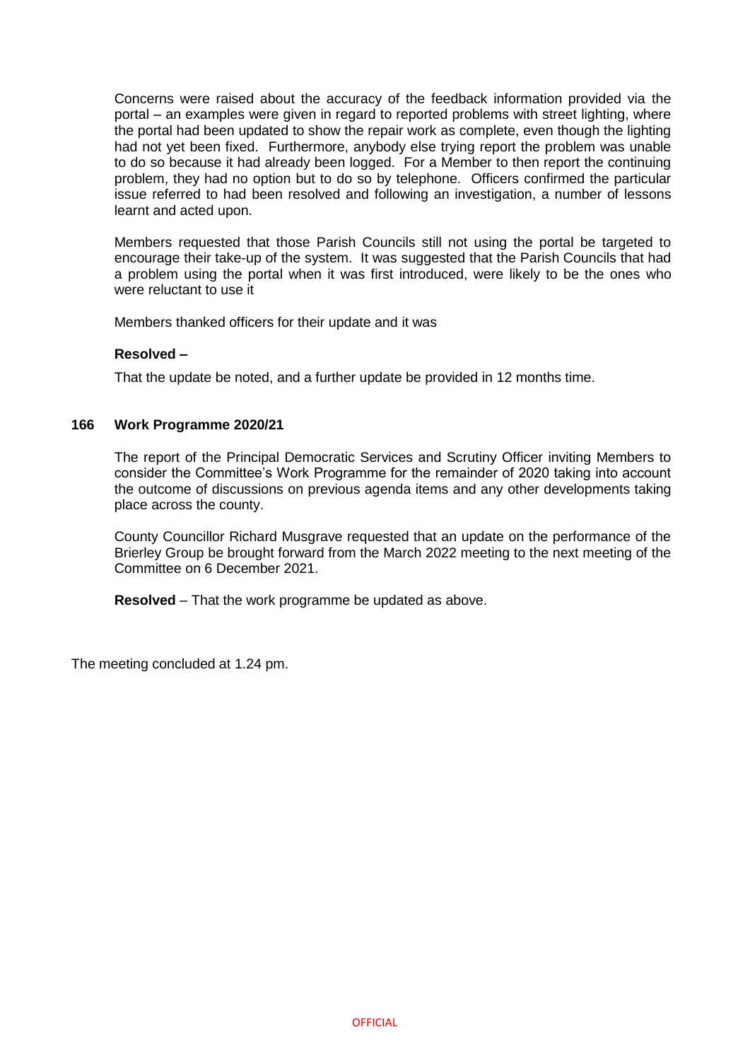Concerns were raised about the accuracy of the feedback information provided via the portal – an examples were given in regard to reported problems with street lighting, where the portal had been updated to show the repair work as complete, even though the lighting had not yet been fixed. Furthermore, anybody else trying report the problem was unable to do so because it had already been logged. For a Member to then report the continuing problem, they had no option but to do so by telephone. Officers confirmed the particular issue referred to had been resolved and following an investigation, a number of lessons learnt and acted upon.

Members requested that those Parish Councils still not using the portal be targeted to encourage their take-up of the system. It was suggested that the Parish Councils that had a problem using the portal when it was first introduced, were likely to be the ones who were reluctant to use it

Members thanked officers for their update and it was

**Resolved –**

That the update be noted, and a further update be provided in 12 months time.

### 166 Work Programme 2020/21

The report of the Principal Democratic Services and Scrutiny Officer inviting Members to consider the Committee's Work Programme for the remainder of 2020 taking into account the outcome of discussions on previous agenda items and any other developments taking place across the county.

County Councillor Richard Musgrave requested that an update on the performance of the Brierley Group be brought forward from the March 2022 meeting to the next meeting of the Committee on 6 December 2021.

**Resolved** – That the work programme be updated as above.

The meeting concluded at 1.24 pm.